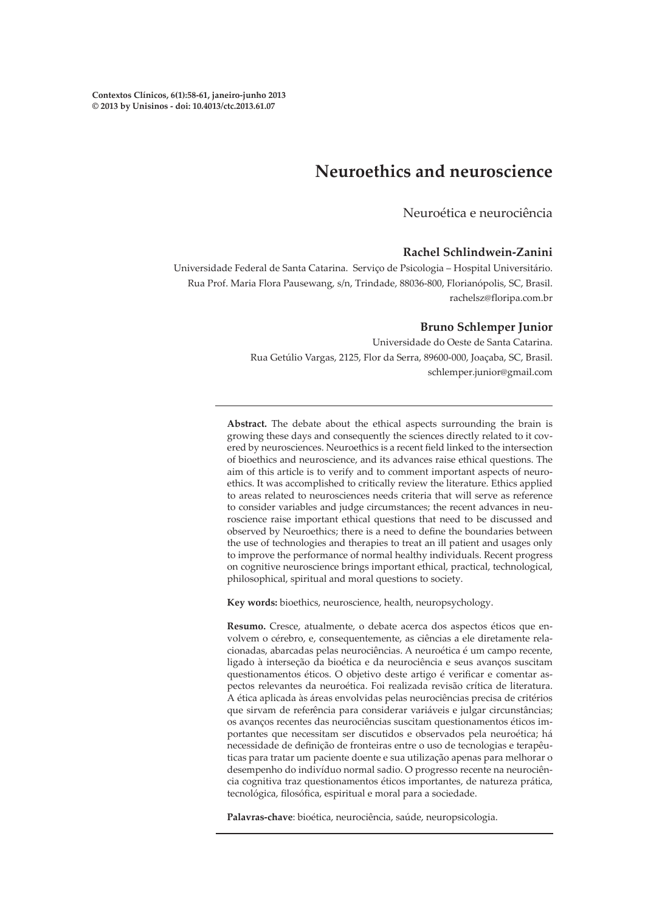Contextos Clínicos, 6(1):58-61, janeiro-junho 2013
© 2013 by Unisinos - doi: 10.4013/ctc.2013.61.07

# Neuroethics and neuroscience

Neuroética e neurociência

**Rachel Schlindwein-Zanini**

Universidade Federal de Santa Catarina. Serviço de Psicologia – Hospital Universitário.
Rua Prof. Maria Flora Pausewang, s/n, Trindade, 88036-800, Florianópolis, SC, Brasil.
rachelsz@floripa.com.br

**Bruno Schlemper Junior**

Universidade do Oeste de Santa Catarina.
Rua Getúlio Vargas, 2125, Flor da Serra, 89600-000, Joaçaba, SC, Brasil.
schlemper.junior@gmail.com

**Abstract.** The debate about the ethical aspects surrounding the brain is growing these days and consequently the sciences directly related to it covered by neurosciences. Neuroethics is a recent field linked to the intersection of bioethics and neuroscience, and its advances raise ethical questions. The aim of this article is to verify and to comment important aspects of neuroethics. It was accomplished to critically review the literature. Ethics applied to areas related to neurosciences needs criteria that will serve as reference to consider variables and judge circumstances; the recent advances in neuroscience raise important ethical questions that need to be discussed and observed by Neuroethics; there is a need to define the boundaries between the use of technologies and therapies to treat an ill patient and usages only to improve the performance of normal healthy individuals. Recent progress on cognitive neuroscience brings important ethical, practical, technological, philosophical, spiritual and moral questions to society.

**Key words:** bioethics, neuroscience, health, neuropsychology.

**Resumo.** Cresce, atualmente, o debate acerca dos aspectos éticos que envolvem o cérebro, e, consequentemente, as ciências a ele diretamente relacionadas, abarcadas pelas neurociências. A neuroética é um campo recente, ligado à interseção da bioética e da neurociência e seus avanços suscitam questionamentos éticos. O objetivo deste artigo é verificar e comentar aspectos relevantes da neuroética. Foi realizada revisão crítica de literatura. A ética aplicada às áreas envolvidas pelas neurociências precisa de critérios que sirvam de referência para considerar variáveis e julgar circunstâncias; os avanços recentes das neurociências suscitam questionamentos éticos importantes que necessitam ser discutidos e observados pela neuroética; há necessidade de definição de fronteiras entre o uso de tecnologias e terapêuticas para tratar um paciente doente e sua utilização apenas para melhorar o desempenho do indivíduo normal sadio. O progresso recente na neurociência cognitiva traz questionamentos éticos importantes, de natureza prática, tecnológica, filosófica, espiritual e moral para a sociedade.

**Palavras-chave**: bioética, neurociência, saúde, neuropsicologia.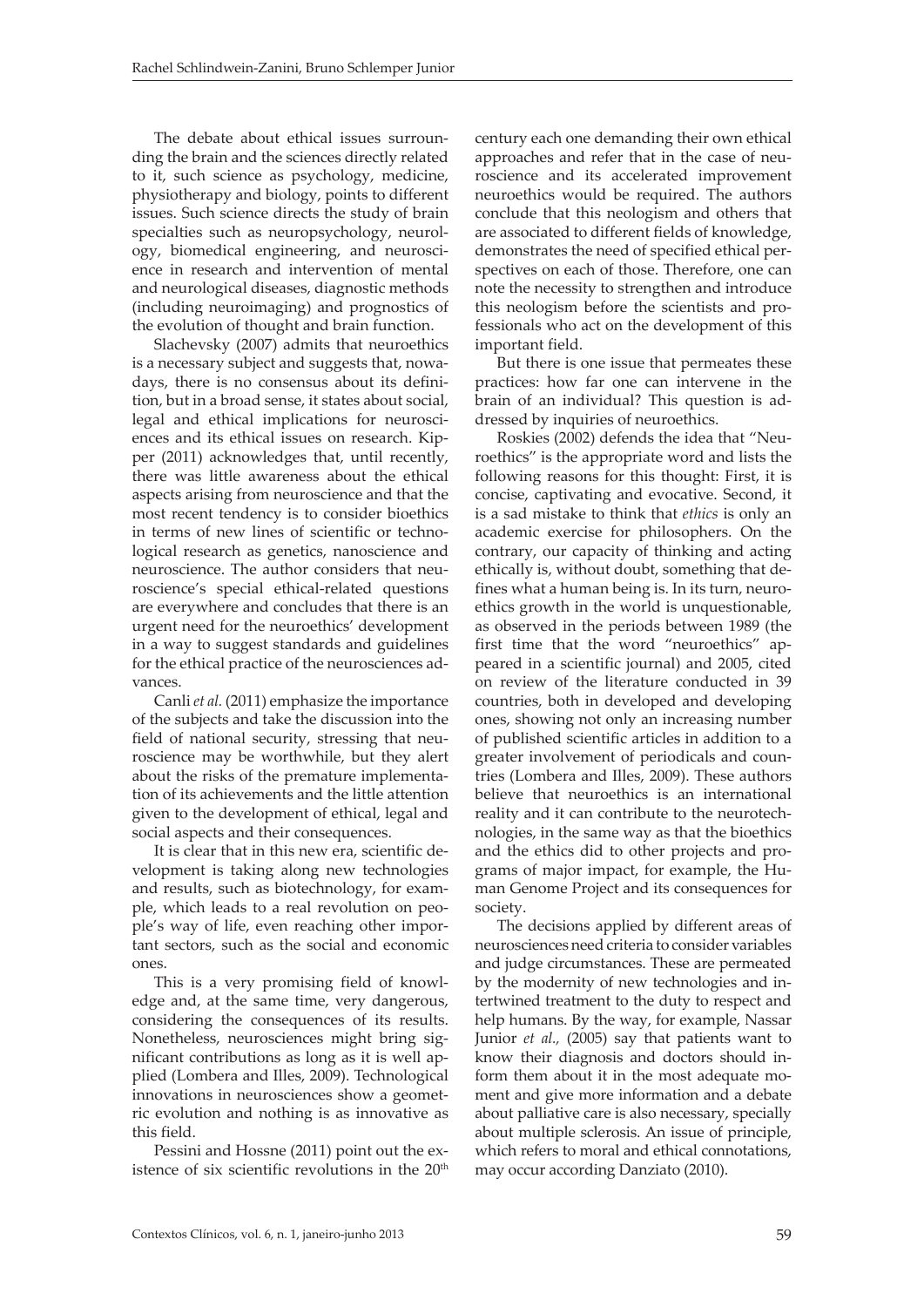The debate about ethical issues surrounding the brain and the sciences directly related to it, such science as psychology, medicine, physiotherapy and biology, points to different issues. Such science directs the study of brain specialties such as neuropsychology, neurology, biomedical engineering, and neuroscience in research and intervention of mental and neurological diseases, diagnostic methods (including neuroimaging) and prognostics of the evolution of thought and brain function.

Slachevsky (2007) admits that neuroethics is a necessary subject and suggests that, nowadays, there is no consensus about its definition, but in a broad sense, it states about social, legal and ethical implications for neurosciences and its ethical issues on research. Kipper (2011) acknowledges that, until recently, there was little awareness about the ethical aspects arising from neuroscience and that the most recent tendency is to consider bioethics in terms of new lines of scientific or technological research as genetics, nanoscience and neuroscience. The author considers that neuroscience's special ethical-related questions are everywhere and concludes that there is an urgent need for the neuroethics' development in a way to suggest standards and guidelines for the ethical practice of the neurosciences advances.

Canli *et al.* (2011) emphasize the importance of the subjects and take the discussion into the field of national security, stressing that neuroscience may be worthwhile, but they alert about the risks of the premature implementation of its achievements and the little attention given to the development of ethical, legal and social aspects and their consequences.

It is clear that in this new era, scientific development is taking along new technologies and results, such as biotechnology, for example, which leads to a real revolution on people's way of life, even reaching other important sectors, such as the social and economic ones.

This is a very promising field of knowledge and, at the same time, very dangerous, considering the consequences of its results. Nonetheless, neurosciences might bring significant contributions as long as it is well applied (Lombera and Illes, 2009). Technological innovations in neurosciences show a geometric evolution and nothing is as innovative as this field.

Pessini and Hossne (2011) point out the existence of six scientific revolutions in the 20th century each one demanding their own ethical approaches and refer that in the case of neuroscience and its accelerated improvement neuroethics would be required. The authors conclude that this neologism and others that are associated to different fields of knowledge, demonstrates the need of specified ethical perspectives on each of those. Therefore, one can note the necessity to strengthen and introduce this neologism before the scientists and professionals who act on the development of this important field.

But there is one issue that permeates these practices: how far one can intervene in the brain of an individual? This question is addressed by inquiries of neuroethics.

Roskies (2002) defends the idea that "Neuroethics" is the appropriate word and lists the following reasons for this thought: First, it is concise, captivating and evocative. Second, it is a sad mistake to think that *ethics* is only an academic exercise for philosophers. On the contrary, our capacity of thinking and acting ethically is, without doubt, something that defines what a human being is. In its turn, neuroethics growth in the world is unquestionable, as observed in the periods between 1989 (the first time that the word "neuroethics" appeared in a scientific journal) and 2005, cited on review of the literature conducted in 39 countries, both in developed and developing ones, showing not only an increasing number of published scientific articles in addition to a greater involvement of periodicals and countries (Lombera and Illes, 2009). These authors believe that neuroethics is an international reality and it can contribute to the neurotechnologies, in the same way as that the bioethics and the ethics did to other projects and programs of major impact, for example, the Human Genome Project and its consequences for society.

The decisions applied by different areas of neurosciences need criteria to consider variables and judge circumstances. These are permeated by the modernity of new technologies and intertwined treatment to the duty to respect and help humans. By the way, for example, Nassar Junior *et al.,* (2005) say that patients want to know their diagnosis and doctors should inform them about it in the most adequate moment and give more information and a debate about palliative care is also necessary, specially about multiple sclerosis. An issue of principle, which refers to moral and ethical connotations, may occur according Danziato (2010).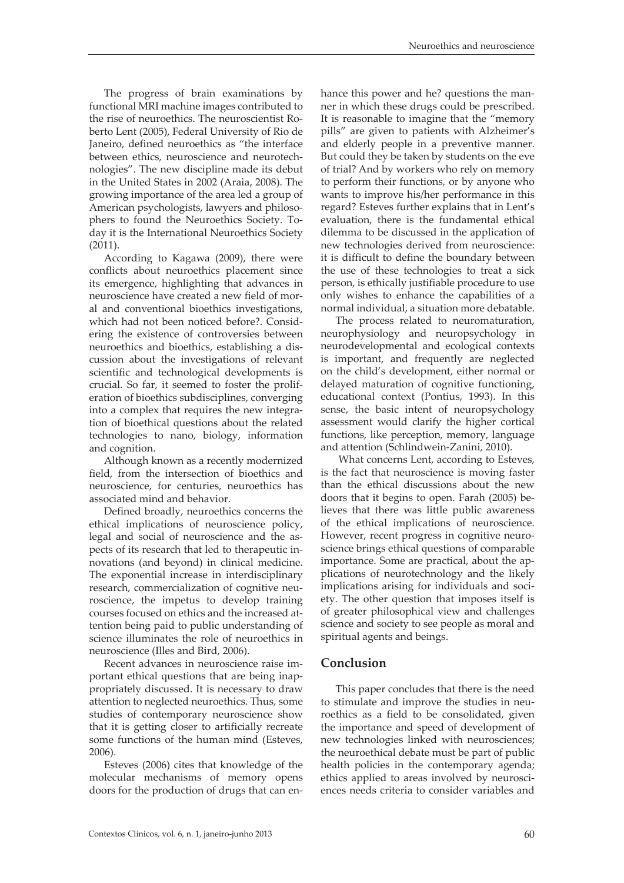The progress of brain examinations by functional MRI machine images contributed to the rise of neuroethics. The neuroscientist Roberto Lent (2005), Federal University of Rio de Janeiro, defined neuroethics as "the interface between ethics, neuroscience and neurotechnologies". The new discipline made its debut in the United States in 2002 (Araia, 2008). The growing importance of the area led a group of American psychologists, lawyers and philosophers to found the Neuroethics Society. Today it is the International Neuroethics Society (2011).

According to Kagawa (2009), there were conflicts about neuroethics placement since its emergence, highlighting that advances in neuroscience have created a new field of moral and conventional bioethics investigations, which had not been noticed before?. Considering the existence of controversies between neuroethics and bioethics, establishing a discussion about the investigations of relevant scientific and technological developments is crucial. So far, it seemed to foster the proliferation of bioethics subdisciplines, converging into a complex that requires the new integration of bioethical questions about the related technologies to nano, biology, information and cognition.

Although known as a recently modernized field, from the intersection of bioethics and neuroscience, for centuries, neuroethics has associated mind and behavior.

Defined broadly, neuroethics concerns the ethical implications of neuroscience policy, legal and social of neuroscience and the aspects of its research that led to therapeutic innovations (and beyond) in clinical medicine. The exponential increase in interdisciplinary research, commercialization of cognitive neuroscience, the impetus to develop training courses focused on ethics and the increased attention being paid to public understanding of science illuminates the role of neuroethics in neuroscience (Illes and Bird, 2006).

Recent advances in neuroscience raise important ethical questions that are being inappropriately discussed. It is necessary to draw attention to neglected neuroethics. Thus, some studies of contemporary neuroscience show that it is getting closer to artificially recreate some functions of the human mind (Esteves, 2006).

Esteves (2006) cites that knowledge of the molecular mechanisms of memory opens doors for the production of drugs that can enhance this power and he? questions the manner in which these drugs could be prescribed. It is reasonable to imagine that the "memory pills" are given to patients with Alzheimer's and elderly people in a preventive manner. But could they be taken by students on the eve of trial? And by workers who rely on memory to perform their functions, or by anyone who wants to improve his/her performance in this regard? Esteves further explains that in Lent's evaluation, there is the fundamental ethical dilemma to be discussed in the application of new technologies derived from neuroscience: it is difficult to define the boundary between the use of these technologies to treat a sick person, is ethically justifiable procedure to use only wishes to enhance the capabilities of a normal individual, a situation more debatable.

The process related to neuromaturation, neurophysiology and neuropsychology in neurodevelopmental and ecological contexts is important, and frequently are neglected on the child's development, either normal or delayed maturation of cognitive functioning, educational context (Pontius, 1993). In this sense, the basic intent of neuropsychology assessment would clarify the higher cortical functions, like perception, memory, language and attention (Schlindwein-Zanini, 2010).

What concerns Lent, according to Esteves, is the fact that neuroscience is moving faster than the ethical discussions about the new doors that it begins to open. Farah (2005) believes that there was little public awareness of the ethical implications of neuroscience. However, recent progress in cognitive neuroscience brings ethical questions of comparable importance. Some are practical, about the applications of neurotechnology and the likely implications arising for individuals and society. The other question that imposes itself is of greater philosophical view and challenges science and society to see people as moral and spiritual agents and beings.

## Conclusion

This paper concludes that there is the need to stimulate and improve the studies in neuroethics as a field to be consolidated, given the importance and speed of development of new technologies linked with neurosciences; the neuroethical debate must be part of public health policies in the contemporary agenda; ethics applied to areas involved by neurosciences needs criteria to consider variables and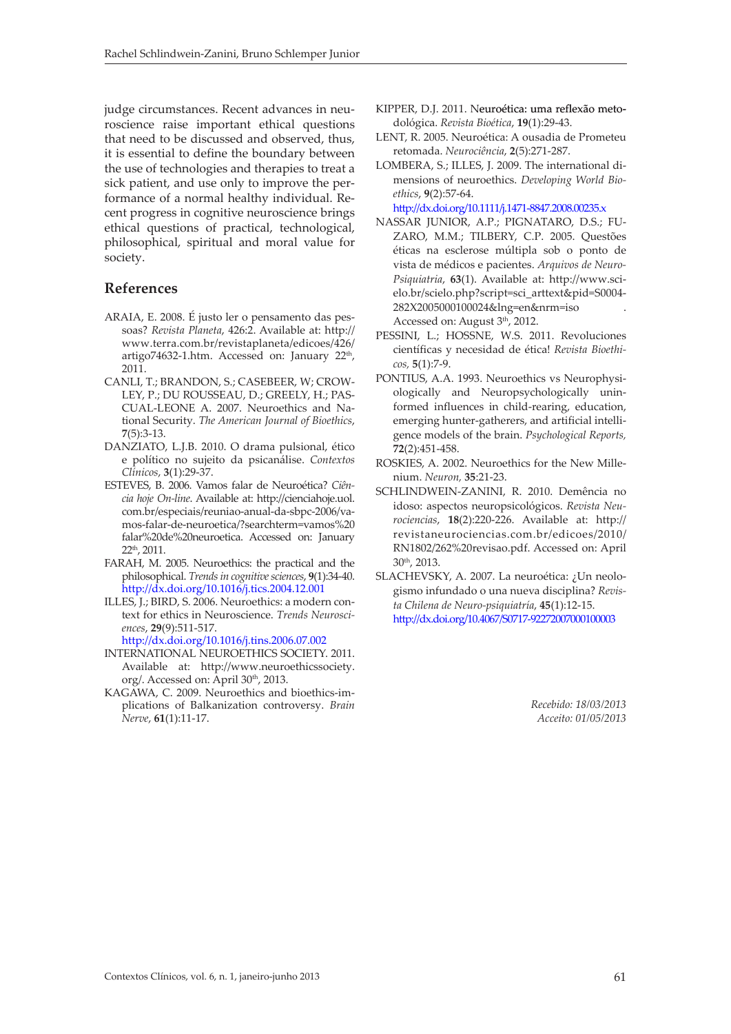judge circumstances. Recent advances in neuroscience raise important ethical questions that need to be discussed and observed, thus, it is essential to define the boundary between the use of technologies and therapies to treat a sick patient, and use only to improve the performance of a normal healthy individual. Recent progress in cognitive neuroscience brings ethical questions of practical, technological, philosophical, spiritual and moral value for society.

## References

ARAIA, E. 2008. É justo ler o pensamento das pessoas? *Revista Planeta*, 426:2. Available at: http://www.terra.com.br/revistaplaneta/edicoes/426/artigo74632-1.htm. Accessed on: January 22th, 2011.

CANLI, T.; BRANDON, S.; CASEBEER, W; CROWLEY, P.; DU ROUSSEAU, D.; GREELY, H.; PASCUAL-LEONE A. 2007. Neuroethics and National Security. *The American Journal of Bioethics*, **7**(5):3-13.

DANZIATO, L.J.B. 2010. O drama pulsional, ético e político no sujeito da psicanálise. *Contextos Clínicos*, **3**(1):29-37.

ESTEVES, B. 2006. Vamos falar de Neuroética? *Ciência hoje On-line*. Available at: http://cienciahoje.uol.com.br/especiais/reuniao-anual-da-sbpc-2006/vamos-falar-de-neuroetica/?searchterm=vamos%20falar%20de%20neuroetica. Accessed on: January 22th, 2011.

FARAH, M. 2005. Neuroethics: the practical and the philosophical. *Trends in cognitive sciences*, **9**(1):34-40. http://dx.doi.org/10.1016/j.tics.2004.12.001

ILLES, J.; BIRD, S. 2006. Neuroethics: a modern context for ethics in Neuroscience. *Trends Neurosciences*, **29**(9):511-517. http://dx.doi.org/10.1016/j.tins.2006.07.002

INTERNATIONAL NEUROETHICS SOCIETY. 2011. Available at: http://www.neuroethicssociety.org/. Accessed on: April 30th, 2013.

KAGAWA, C. 2009. Neuroethics and bioethics-implications of Balkanization controversy. *Brain Nerve*, **61**(1):11-17.

KIPPER, D.J. 2011. Neuroética: uma reflexão metodológica. *Revista Bioética*, **19**(1):29-43.

LENT, R. 2005. Neuroética: A ousadia de Prometeu retomada. *Neurociência*, **2**(5):271-287.

LOMBERA, S.; ILLES, J. 2009. The international dimensions of neuroethics. *Developing World Bioethics*, **9**(2):57-64. http://dx.doi.org/10.1111/j.1471-8847.2008.00235.x

NASSAR JUNIOR, A.P.; PIGNATARO, D.S.; FUZARO, M.M.; TILBERY, C.P. 2005. Questões éticas na esclerose múltipla sob o ponto de vista de médicos e pacientes. *Arquivos de Neuro-Psiquiatria*, **63**(1). Available at: http://www.scielo.br/scielo.php?script=sci_arttext&pid=S0004-282X2005000100024&lng=en&nrm=iso . Accessed on: August 3th, 2012.

PESSINI, L.; HOSSNE, W.S. 2011. Revoluciones científicas y necesidad de ética! *Revista Bioethicos,* **5**(1):7-9.

PONTIUS, A.A. 1993. Neuroethics vs Neurophysiologically and Neuropsychologically uninformed influences in child-rearing, education, emerging hunter-gatherers, and artificial intelligence models of the brain. *Psychological Reports,* **72**(2):451-458.

ROSKIES, A. 2002. Neuroethics for the New Millenium. *Neuron,* **35**:21-23.

SCHLINDWEIN-ZANINI, R. 2010. Demência no idoso: aspectos neuropsicológicos. *Revista Neurociencias*, **18**(2):220-226. Available at: http://revistaneurociencias.com.br/edicoes/2010/RN1802/262%20revisao.pdf. Accessed on: April 30th, 2013.

SLACHEVSKY, A. 2007. La neuroética: ¿Un neologismo infundado o una nueva disciplina? *Revista Chilena de Neuro-psiquiatría*, **45**(1):12-15. http://dx.doi.org/10.4067/S0717-92272007000100003

*Recebido: 18/03/2013*
*Aceito: 01/05/2013*